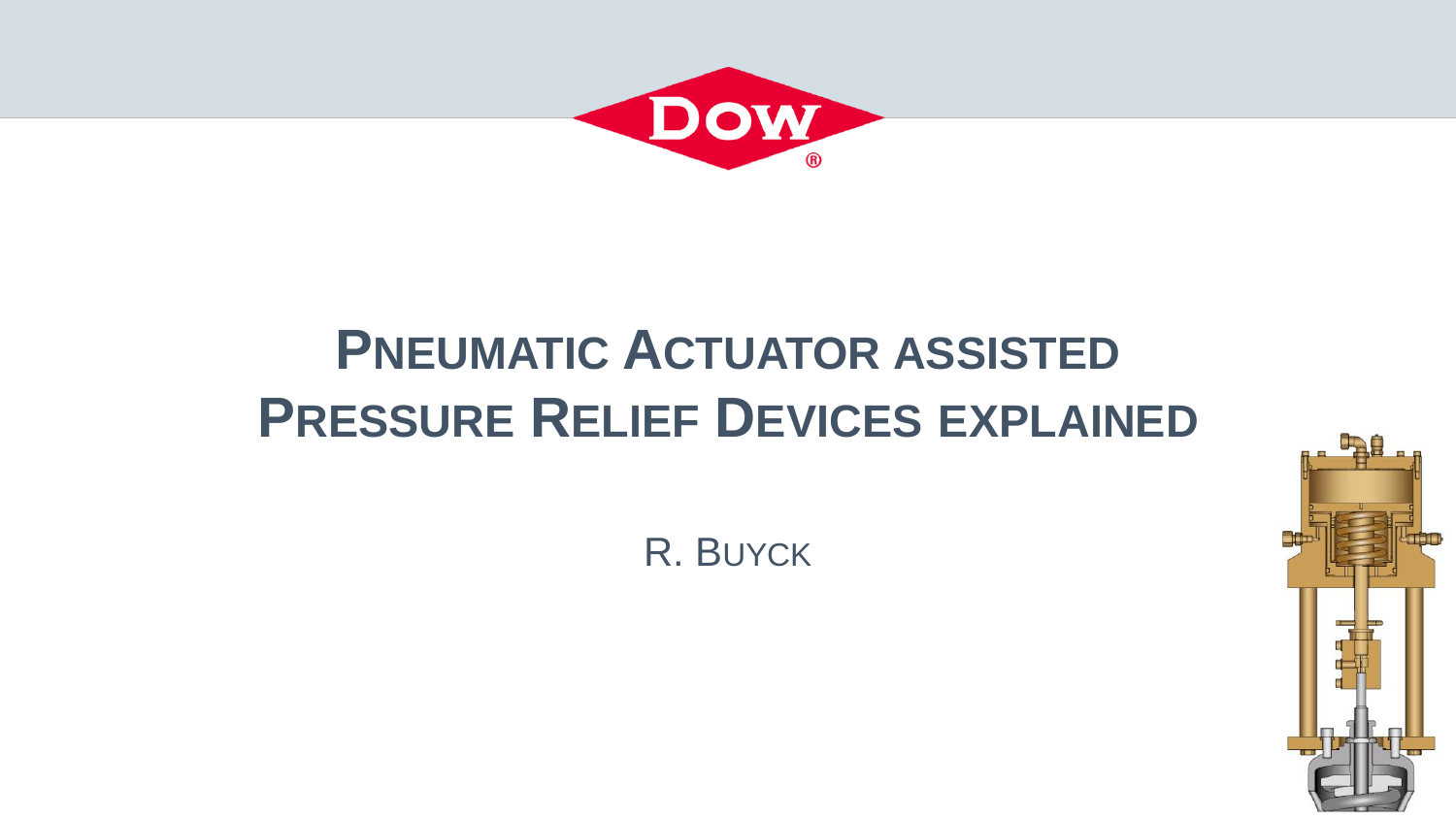# Pneumatic Actuator assisted Pressure Relief Devices explained

R. Buyck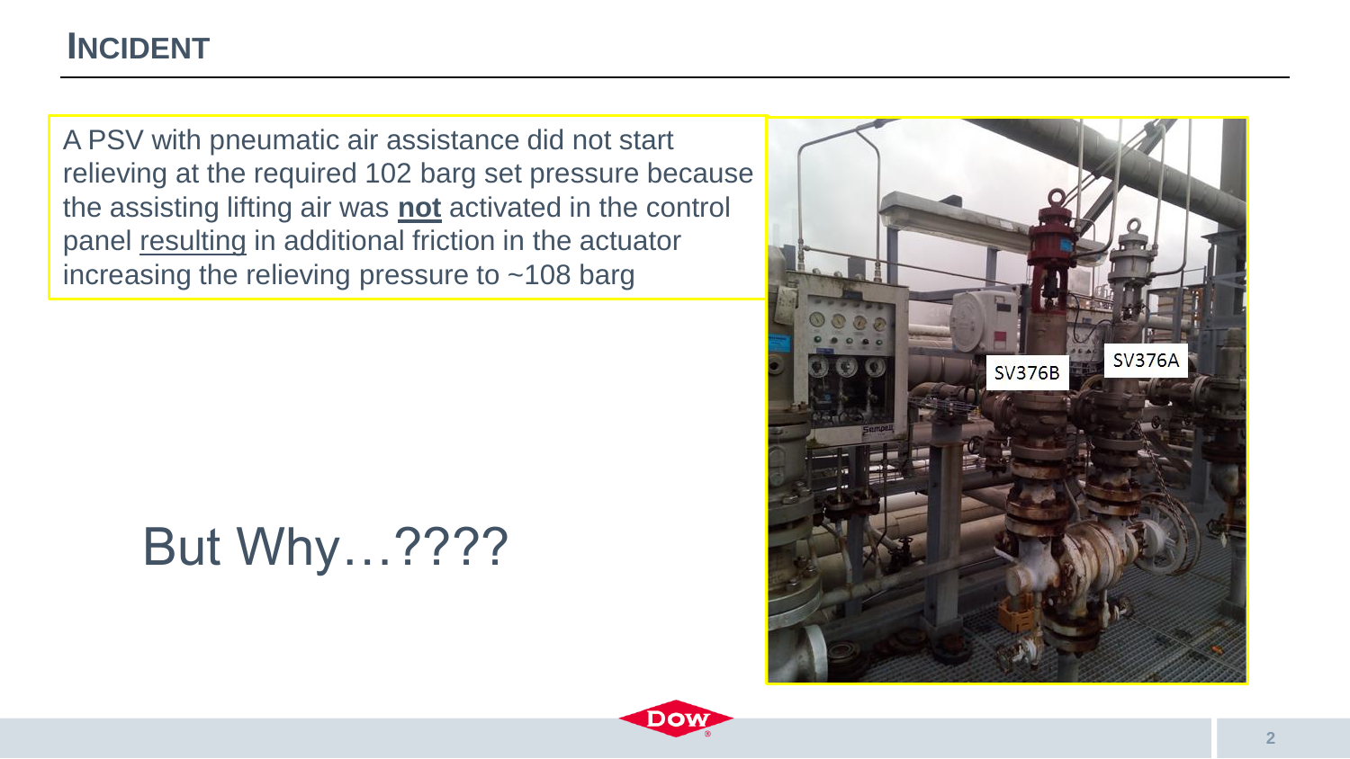# INCIDENT

A PSV with pneumatic air assistance did not start relieving at the required 102 barg set pressure because the assisting lifting air was **not** activated in the control panel resulting in additional friction in the actuator increasing the relieving pressure to ~108 barg

But Why…????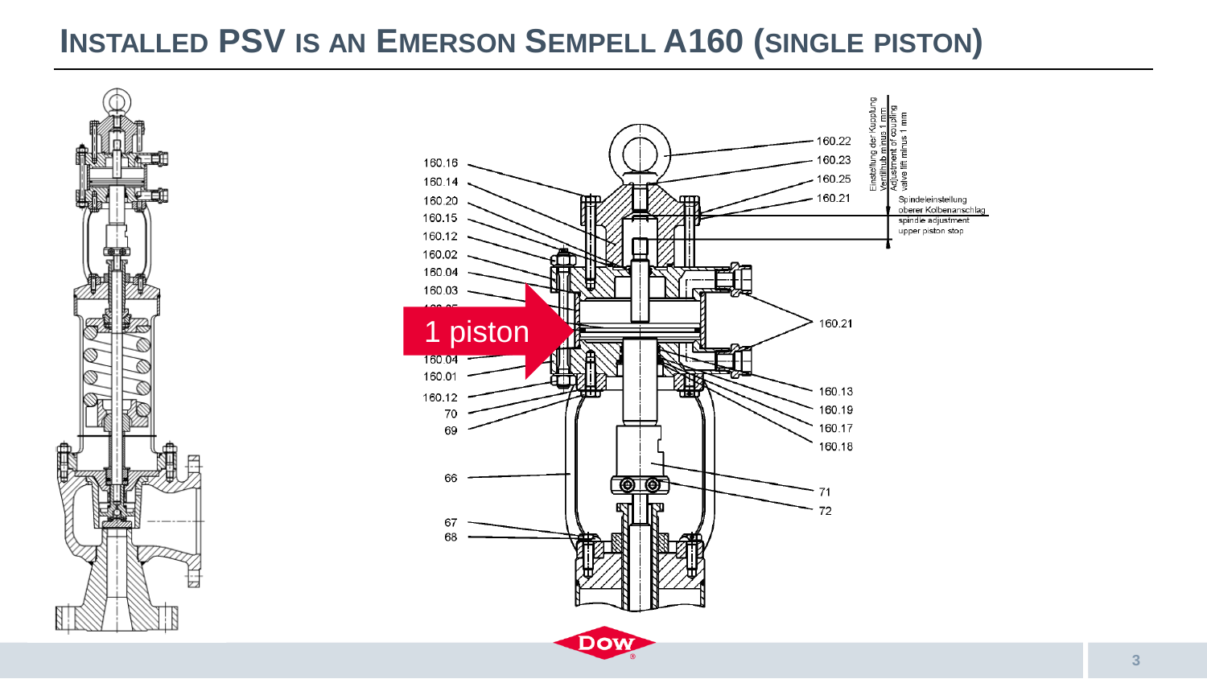# INSTALLED PSV IS AN EMERSON SEMPELL A160 (SINGLE PISTON)

160.16
160.14
160.20
160.15
160.12
160.02
160.04
160.03

1 piston

160.04
160.01
160.12
70
69
66
67
68

160.22
160.23
160.25
160.21
160.21
160.13
160.19
160.17
160.18
71
72

Einstellung der Kupplung
Ventilhub minus 1 mm
Adjustment of coupling
valve lift minus 1 mm

Spindeleinstellung
oberer Kolbenanschlag
spindle adjustment
upper piston stop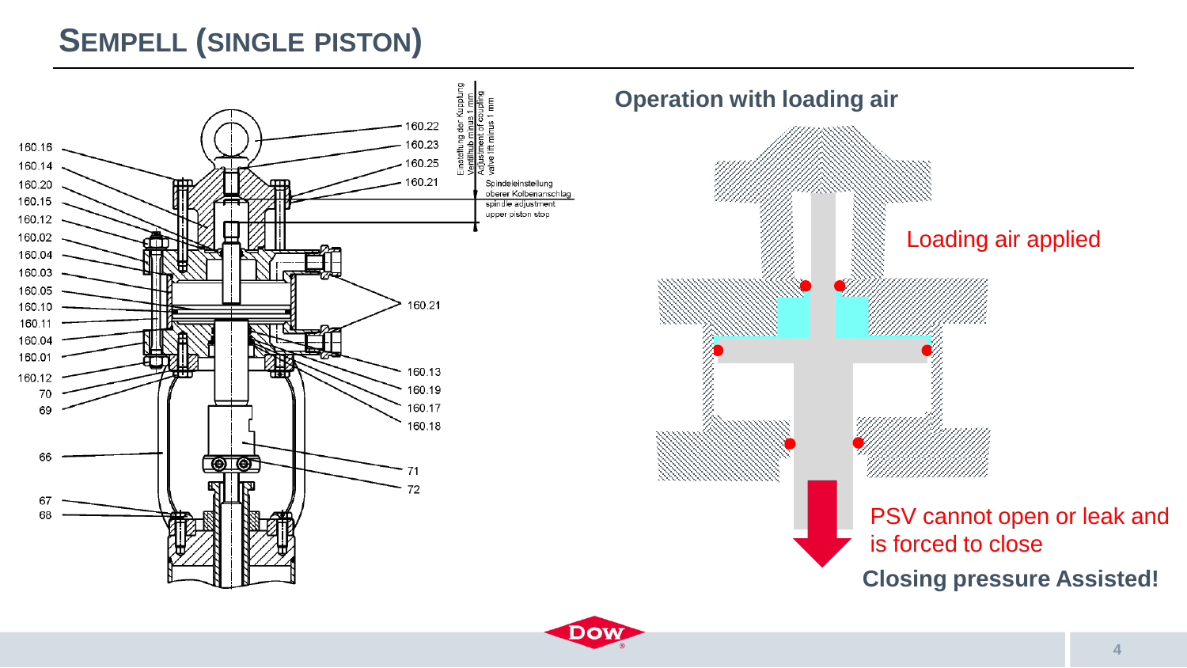# SEMPELL (SINGLE PISTON)

160.16
160.14
160.20
160.15
160.12
160.02
160.04
160.03
160.05
160.10
160.11
160.04
160.01
160.12
70
69
66
67
68

160.22
160.23
160.25
160.21

Einstellung der Kupplung Ventilhub minus 1 mm
Adjustment of coupling valve lift minus 1 mm

Spindeleinstellung oberer Kolbenanschlag
spindle adjustment upper piston stop

160.21
160.13
160.19
160.17
160.18
71
72

## Operation with loading air

Loading air applied

PSV cannot open or leak and is forced to close

**Closing pressure Assisted!**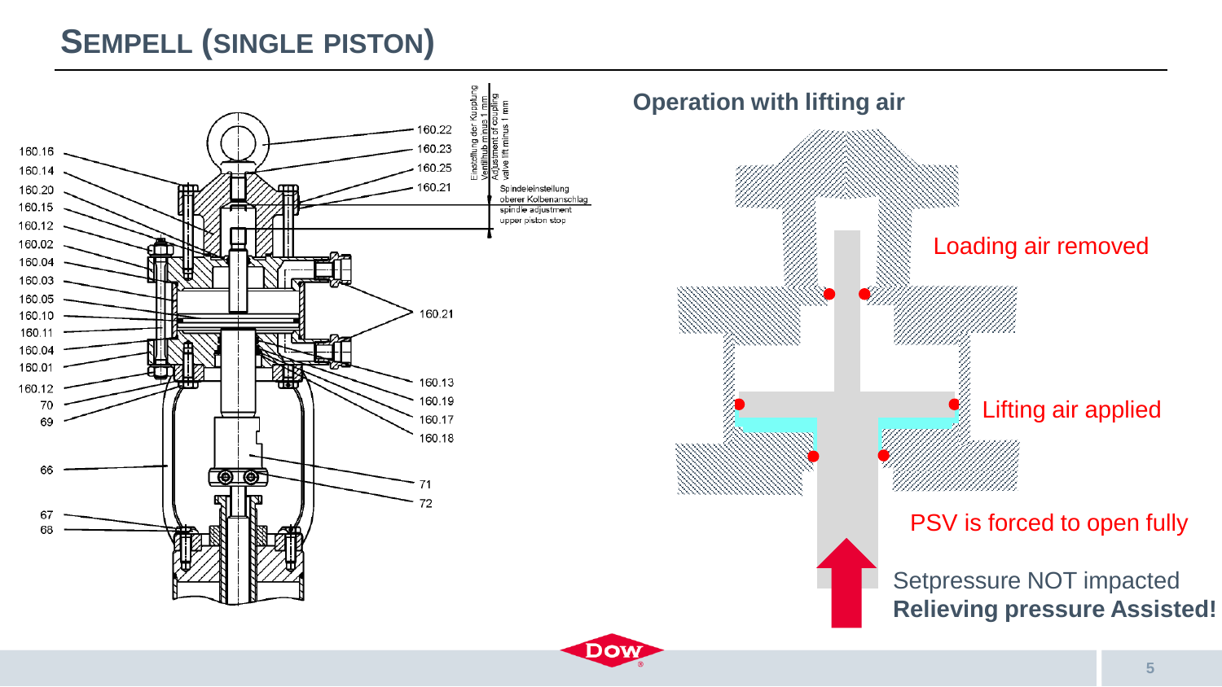# SEMPELL (SINGLE PISTON)

160.16
160.14
160.20
160.15
160.12
160.02
160.04
160.03
160.05
160.10
160.11
160.04
160.01
160.12
70
69
66
67
68

160.22
160.23
160.25
160.21
160.21
160.13
160.19
160.17
160.18
71
72

Einstellung der Kupplung Ventilhub minus 1 mm
Adjustment of coupling valve lift minus 1 mm

Spindeleinstellung oberer Kolbenanschlag
spindle adjustment upper piston stop

## Operation with lifting air

Loading air removed

Lifting air applied

PSV is forced to open fully

Setpressure NOT impacted

**Relieving pressure Assisted!**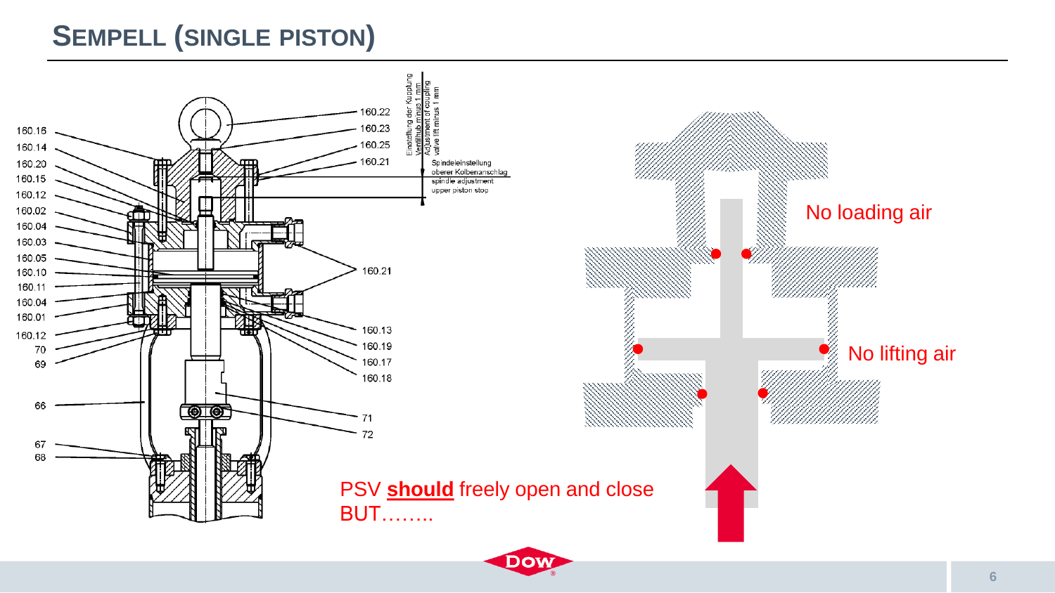# SEMPELL (SINGLE PISTON)

160.22
160.23
160.25
160.21

160.16
160.14
160.20
160.15
160.12
160.02
160.04
160.03
160.05
160.10
160.11
160.04
160.01
160.12
70
69

160.21

160.13
160.19
160.17
160.18

66

71
72

67
68

Einstellung der Kupplung Ventilhub minus 1 mm
Adjustment of coupling valve lift minus 1 mm

Spindeleinstellung oberer Kolbenanschlag
spindle adjustment upper piston stop

No loading air

No lifting air

PSV **should** freely open and close BUT……..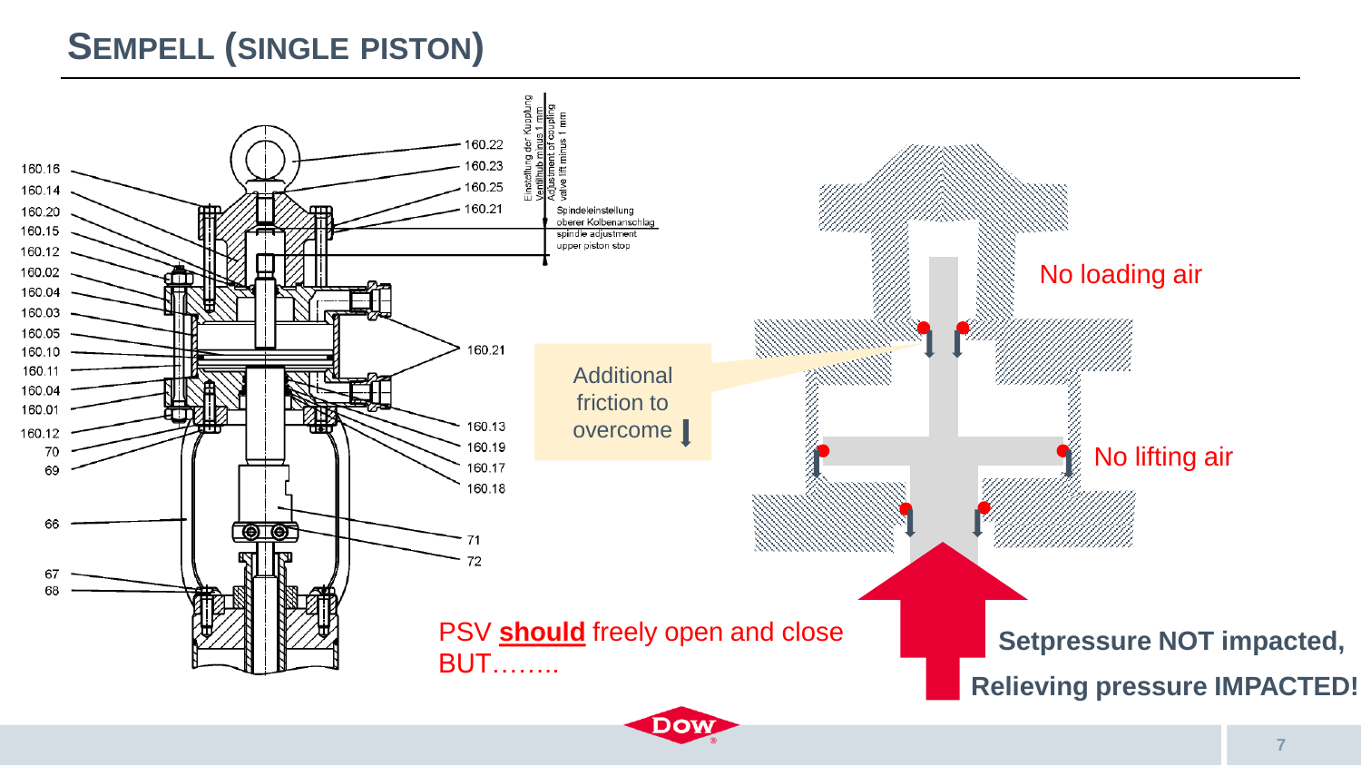# SEMPELL (SINGLE PISTON)

Additional friction to overcome

No loading air

No lifting air

PSV **should** freely open and close BUT……..

**Setpressure NOT impacted,**

**Relieving pressure IMPACTED!**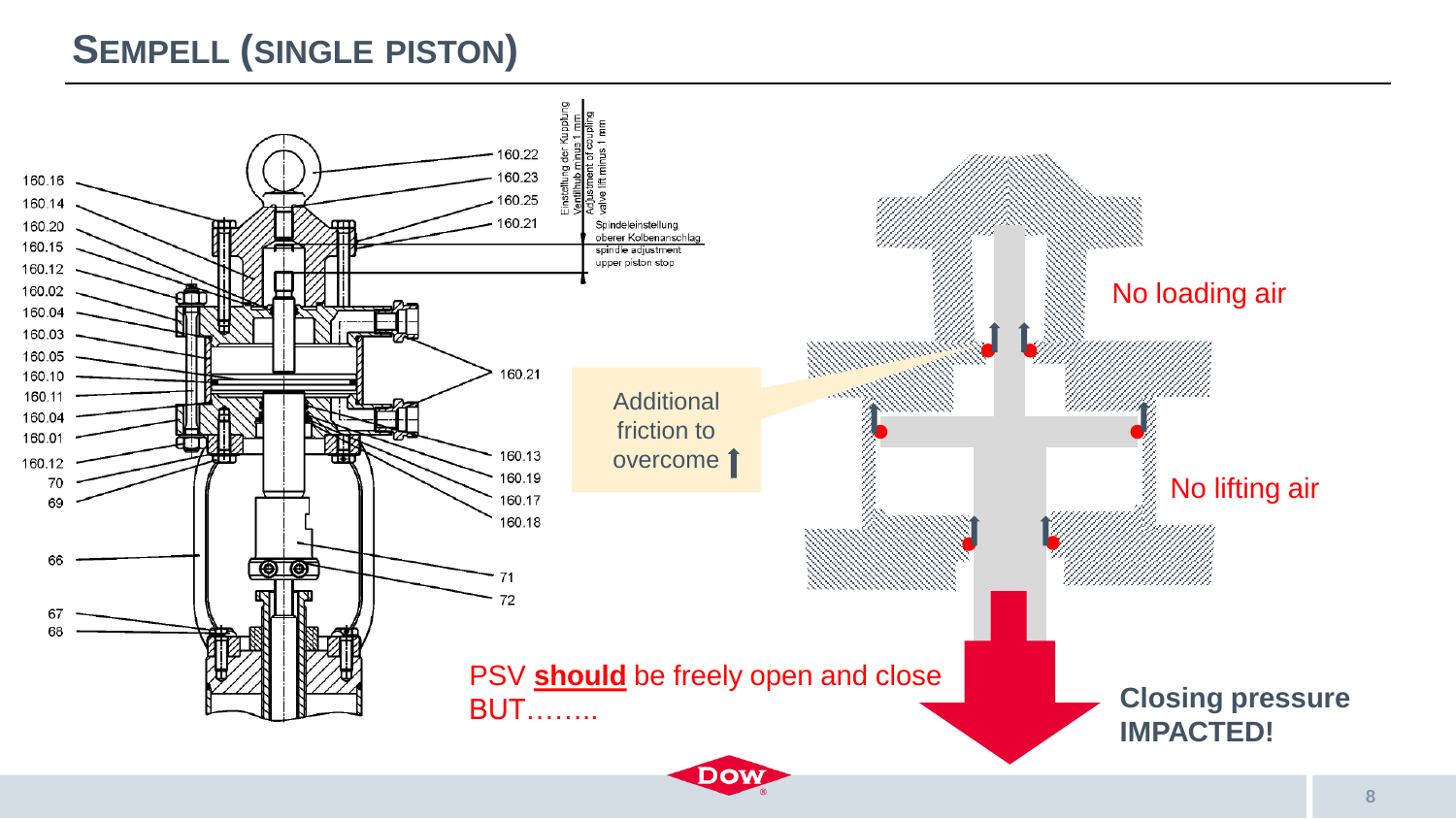# SEMPELL (SINGLE PISTON)

160.16
160.14
160.20
160.15
160.12
160.02
160.04
160.03
160.05
160.10
160.11
160.04
160.01
160.12
70
69
66
67
68

160.22
160.23
160.25
160.21
160.21
160.13
160.19
160.17
160.18
71
72

Einstellung der Kupplung Ventilhub minus 1 mm
Adjustment of coupling valve lift minus 1 mm

Spindeleinstellung oberer Kolbenanschlag
spindle adjustment upper piston stop

Additional friction to overcome ↑

No loading air

No lifting air

PSV **should** be freely open and close BUT……..

**Closing pressure IMPACTED!**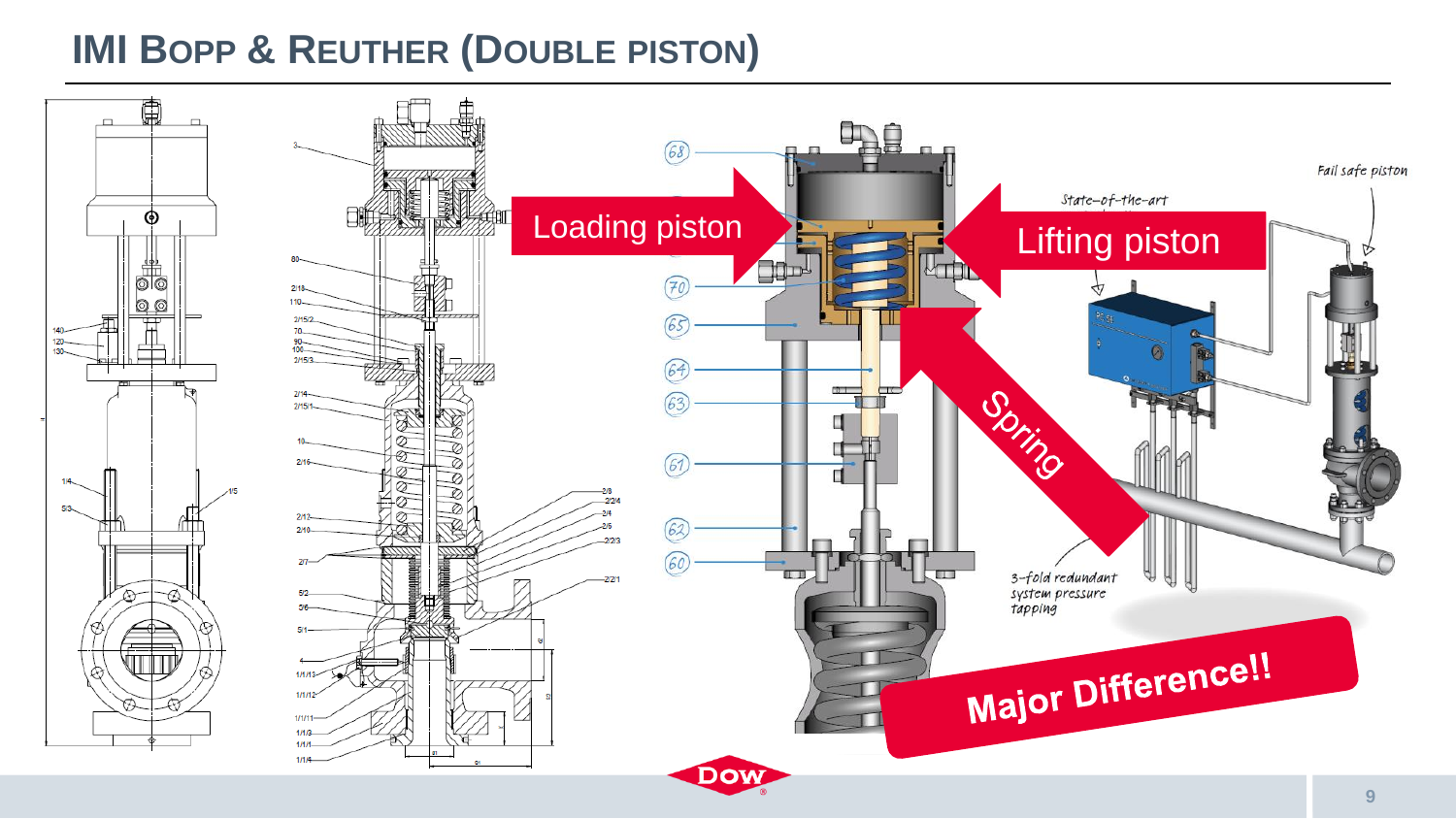# IMI Bopp & Reuther (Double piston)

Loading piston

Lifting piston

Spring

State-of-the-art

Fail safe piston

3-fold redundant system pressure tapping

Major Difference!!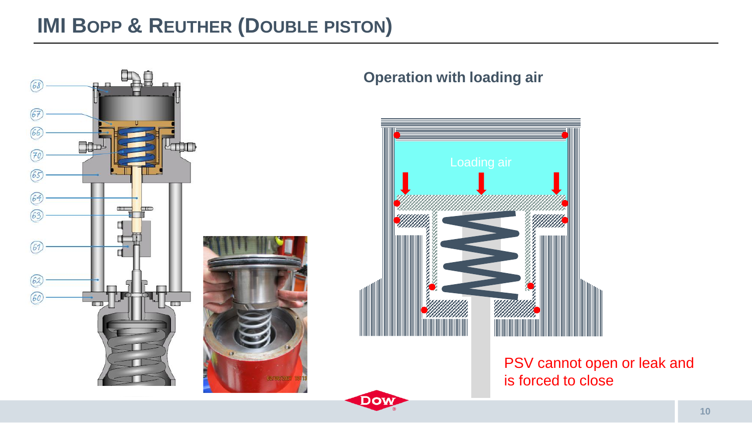# IMI Bopp & Reuther (Double Piston)

**Operation with loading air**

Loading air

PSV cannot open or leak and is forced to close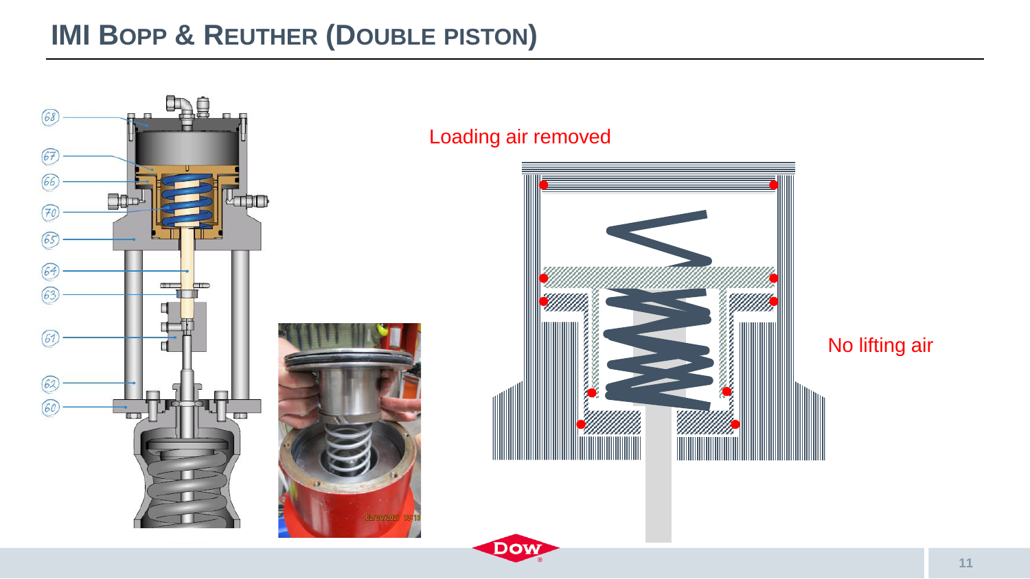# IMI Bopp & Reuther (Double Piston)

68

67

66

70

65

64

63

61

62

60

Loading air removed

No lifting air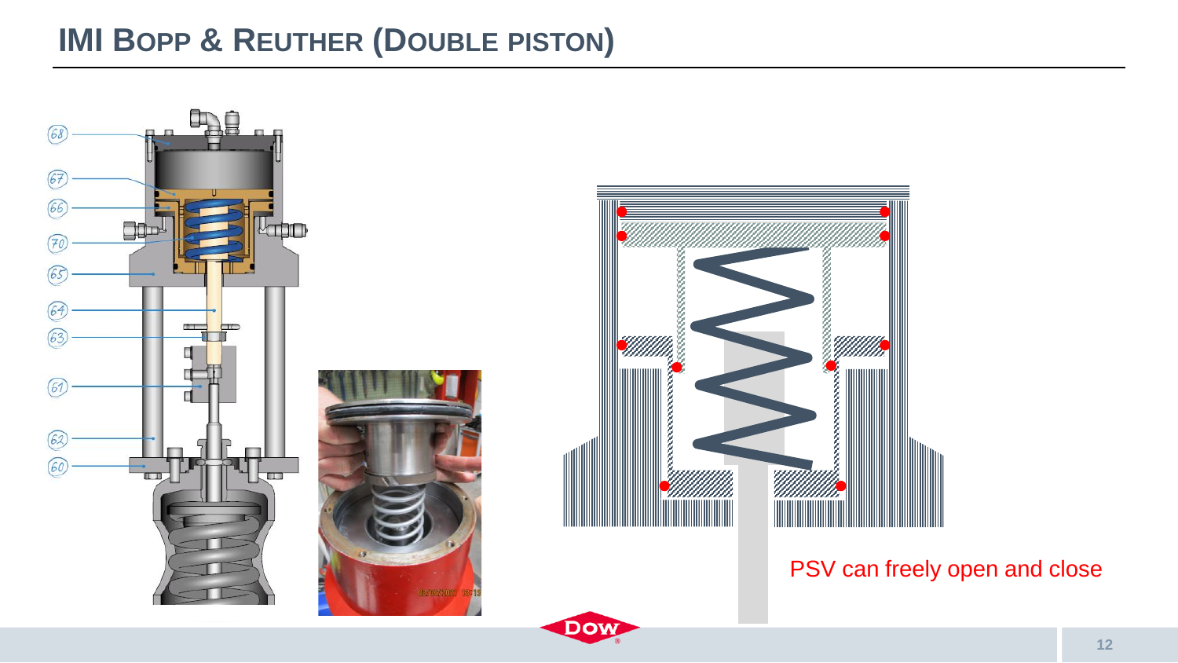# IMI Bopp & Reuther (Double Piston)

68

67

66

70

65

64

63

61

62

60

PSV can freely open and close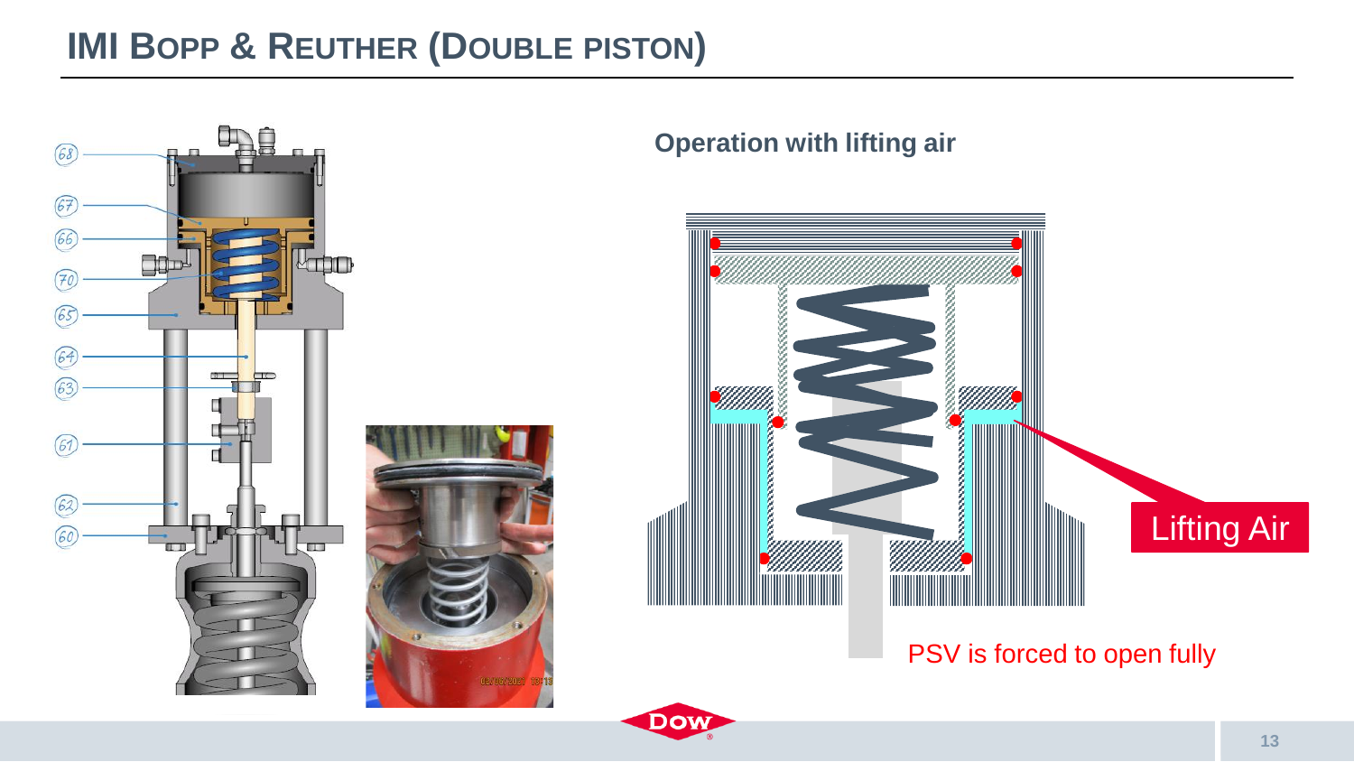# IMI Bopp & Reuther (Double Piston)

68

67

66

70

65

64

63

61

62

60

**Operation with lifting air**

Lifting Air

PSV is forced to open fully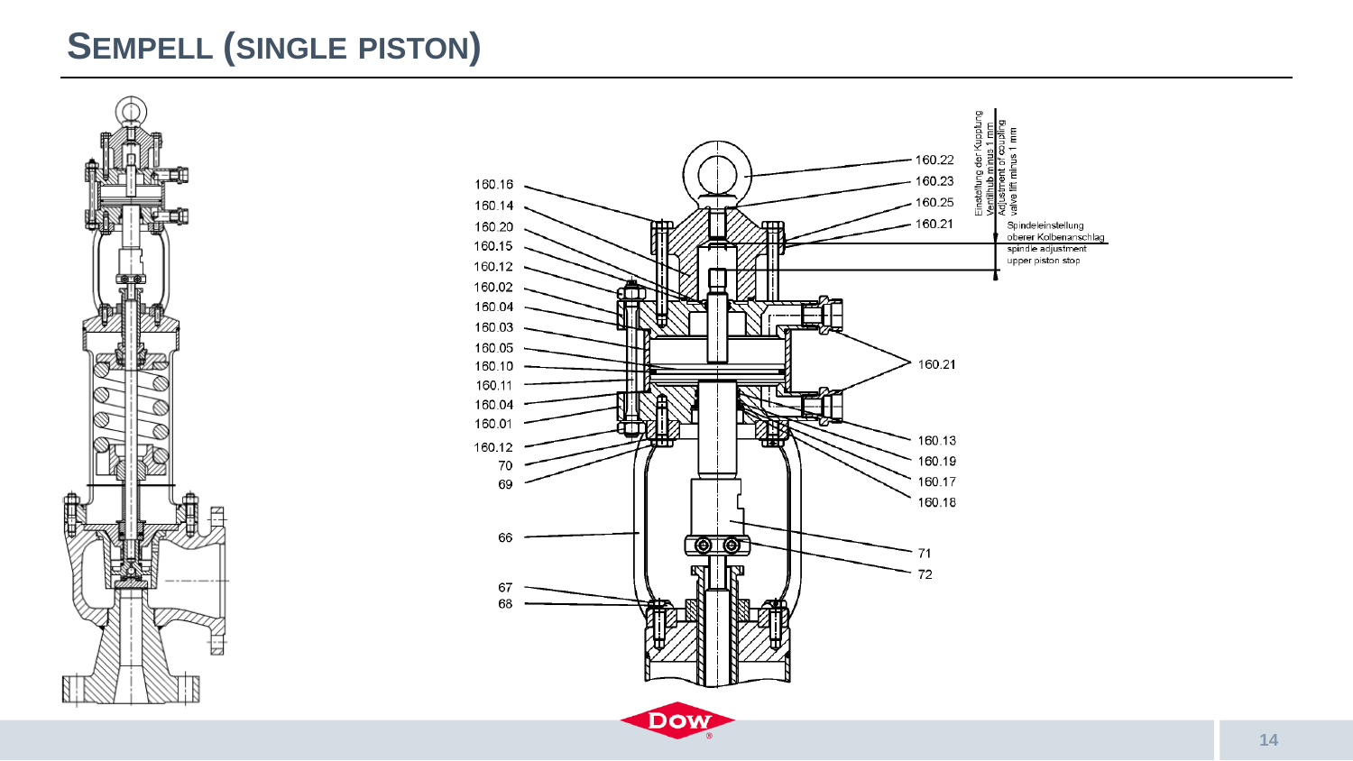# SEMPELL (SINGLE PISTON)

160.16
160.14
160.20
160.15
160.12
160.02
160.04
160.03
160.05
160.10
160.11
160.04
160.01
160.12
70
69
66
67
68

160.22
160.23
160.25
160.21
160.21
160.13
160.19
160.17
160.18
71
72

Einstellung der Kupplung Ventilhub minus 1 mm
Adjustment of coupling valve lift minus 1 mm

Spindeleinstellung oberer Kolbenanschlag
spindle adjustment upper piston stop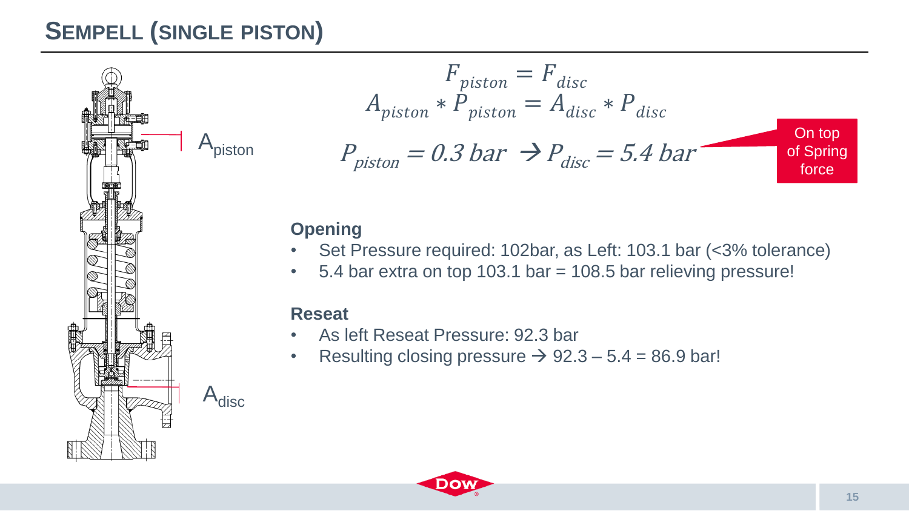# SEMPELL (SINGLE PISTON)

A$_{piston}$

A$_{disc}$

$$F_{piston} = F_{disc}$$

$$A_{piston} * P_{piston} = A_{disc} * P_{disc}$$

$$P_{piston} = 0.3\ bar \rightarrow P_{disc} = 5.4\ bar$$

On top of Spring force

**Opening**

- Set Pressure required: 102bar, as Left: 103.1 bar (<3% tolerance)
- 5.4 bar extra on top 103.1 bar = 108.5 bar relieving pressure!

**Reseat**

- As left Reseat Pressure: 92.3 bar
- Resulting closing pressure → 92.3 – 5.4 = 86.9 bar!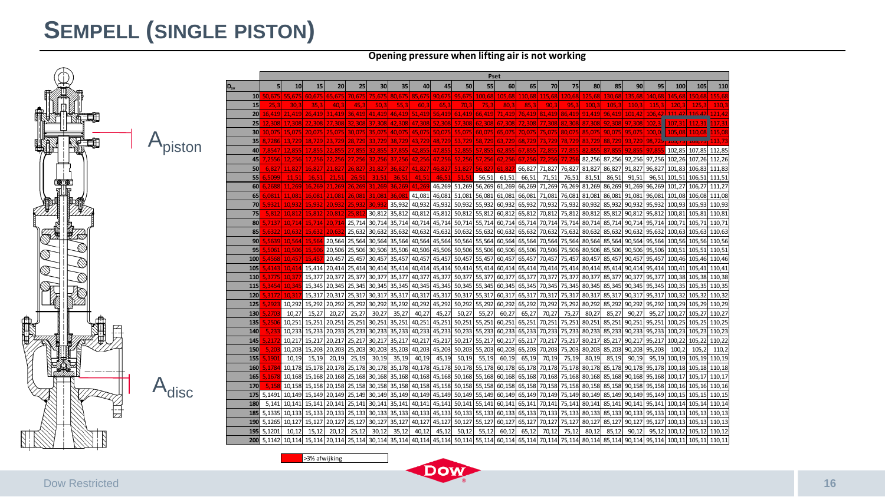# SEMPELL (SINGLE PISTON)

$A_{piston}$

$A_{disc}$

**Opening pressure when lifting air is not working**

| $D_{sv}$ | Pset | | | | | | | | | | | | | | | | | | | | | |
|---|---|---|---|---|---|---|---|---|---|---|---|---|---|---|---|---|---|---|---|---|---|---|
| | 5 | 10 | 15 | 20 | 25 | 30 | 35 | 40 | 45 | 50 | 55 | 60 | 65 | 70 | 75 | 80 | 85 | 90 | 95 | 100 | 105 | 110 |
| 10 | 50,675 | 55,675 | 60,675 | 65,675 | 70,675 | 75,675 | 80,675 | 85,675 | 90,675 | 95,675 | 100,68 | 105,68 | 110,68 | 115,68 | 120,68 | 125,68 | 130,68 | 135,68 | 140,68 | 145,68 | 150,68 | 155,68 |
| 15 | 25,3 | 30,3 | 35,3 | 40,3 | 45,3 | 50,3 | 55,3 | 60,3 | 65,3 | 70,3 | 75,3 | 80,3 | 85,3 | 90,3 | 95,3 | 100,3 | 105,3 | 110,3 | 115,3 | 120,3 | 125,3 | 130,3 |
| 20 | 16,419 | 21,419 | 26,419 | 31,419 | 36,419 | 41,419 | 46,419 | 51,419 | 56,419 | 61,419 | 66,419 | 71,419 | 76,419 | 81,419 | 86,419 | 91,419 | 96,419 | 101,42 | 106,42 | 111,42 | 116,42 | 121,42 |
| 25 | 12,308 | 17,308 | 22,308 | 27,308 | 32,308 | 37,308 | 42,308 | 47,308 | 52,308 | 57,308 | 62,308 | 67,308 | 72,308 | 77,308 | 82,308 | 87,308 | 92,308 | 97,308 | 102,3 | 107,31 | 112,31 | 117,31 |
| 30 | 10,075 | 15,075 | 20,075 | 25,075 | 30,075 | 35,075 | 40,075 | 45,075 | 50,075 | 55,075 | 60,075 | 65,075 | 70,075 | 75,075 | 80,075 | 85,075 | 90,075 | 95,075 | 100,08 | 105,08 | 110,08 | 115,08 |
| 35 | 8,7286 | 13,729 | 18,729 | 23,729 | 28,729 | 33,729 | 38,729 | 43,729 | 48,729 | 53,729 | 58,729 | 63,729 | 68,729 | 73,729 | 78,729 | 83,729 | 88,729 | 93,729 | 98,729 | 103,73 | 108,73 | 113,73 |
| 40 | 7,8547 | 12,855 | 17,855 | 22,855 | 27,855 | 32,855 | 37,855 | 42,855 | 47,855 | 52,855 | 57,855 | 62,855 | 67,855 | 72,855 | 77,855 | 82,855 | 87,855 | 92,855 | 97,855 | 102,85 | 107,85 | 112,85 |
| 45 | 7,2556 | 12,256 | 17,256 | 22,256 | 27,256 | 32,256 | 37,256 | 42,256 | 47,256 | 52,256 | 57,256 | 62,256 | 67,256 | 72,256 | 77,256 | 82,256 | 87,256 | 92,256 | 97,256 | 102,26 | 107,26 | 112,26 |
| 50 | 6,827 | 11,827 | 16,827 | 21,827 | 26,827 | 31,827 | 36,827 | 41,827 | 46,827 | 51,827 | 56,827 | 61,827 | 66,827 | 71,827 | 76,827 | 81,827 | 86,827 | 91,827 | 96,827 | 101,83 | 106,83 | 111,83 |
| 55 | 6,5099 | 11,51 | 16,51 | 21,51 | 26,51 | 31,51 | 36,51 | 41,51 | 46,51 | 51,51 | 56,51 | 61,51 | 66,51 | 71,51 | 76,51 | 81,51 | 86,51 | 91,51 | 96,51 | 101,51 | 106,51 | 111,51 |
| 60 | 6,2688 | 11,269 | 16,269 | 21,269 | 26,269 | 31,269 | 36,269 | 41,269 | 46,269 | 51,269 | 56,269 | 61,269 | 66,269 | 71,269 | 76,269 | 81,269 | 86,269 | 91,269 | 96,269 | 101,27 | 106,27 | 111,27 |
| 65 | 6,0811 | 11,081 | 16,081 | 21,081 | 26,081 | 31,081 | 36,081 | 41,081 | 46,081 | 51,081 | 56,081 | 61,081 | 66,081 | 71,081 | 76,081 | 81,081 | 86,081 | 91,081 | 96,081 | 101,08 | 106,08 | 111,08 |
| 70 | 5,9321 | 10,932 | 15,932 | 20,932 | 25,932 | 30,932 | 35,932 | 40,932 | 45,932 | 50,932 | 55,932 | 60,932 | 65,932 | 70,932 | 75,932 | 80,932 | 85,932 | 90,932 | 95,932 | 100,93 | 105,93 | 110,93 |
| 75 | 5,812 | 10,812 | 15,812 | 20,812 | 25,812 | 30,812 | 35,812 | 40,812 | 45,812 | 50,812 | 55,812 | 60,812 | 65,812 | 70,812 | 75,812 | 80,812 | 85,812 | 90,812 | 95,812 | 100,81 | 105,81 | 110,81 |
| 80 | 5,7137 | 10,714 | 15,714 | 20,714 | 25,714 | 30,714 | 35,714 | 40,714 | 45,714 | 50,714 | 55,714 | 60,714 | 65,714 | 70,714 | 75,714 | 80,714 | 85,714 | 90,714 | 95,714 | 100,71 | 105,71 | 110,71 |
| 85 | 5,6322 | 10,632 | 15,632 | 20,632 | 25,632 | 30,632 | 35,632 | 40,632 | 45,632 | 50,632 | 55,632 | 60,632 | 65,632 | 70,632 | 75,632 | 80,632 | 85,632 | 90,632 | 95,632 | 100,63 | 105,63 | 110,63 |
| 90 | 5,5639 | 10,564 | 15,564 | 20,564 | 25,564 | 30,564 | 35,564 | 40,564 | 45,564 | 50,564 | 55,564 | 60,564 | 65,564 | 70,564 | 75,564 | 80,564 | 85,564 | 90,564 | 95,564 | 100,56 | 105,56 | 110,56 |
| 95 | 5,5061 | 10,506 | 15,506 | 20,506 | 25,506 | 30,506 | 35,506 | 40,506 | 45,506 | 50,506 | 55,506 | 60,506 | 65,506 | 70,506 | 75,506 | 80,506 | 85,506 | 90,506 | 95,506 | 100,51 | 105,51 | 110,51 |
| 100 | 5,4568 | 10,457 | 15,457 | 20,457 | 25,457 | 30,457 | 35,457 | 40,457 | 45,457 | 50,457 | 55,457 | 60,457 | 65,457 | 70,457 | 75,457 | 80,457 | 85,457 | 90,457 | 95,457 | 100,46 | 105,46 | 110,46 |
| 105 | 5,4143 | 10,414 | 15,414 | 20,414 | 25,414 | 30,414 | 35,414 | 40,414 | 45,414 | 50,414 | 55,414 | 60,414 | 65,414 | 70,414 | 75,414 | 80,414 | 85,414 | 90,414 | 95,414 | 100,41 | 105,41 | 110,41 |
| 110 | 5,3775 | 10,377 | 15,377 | 20,377 | 25,377 | 30,377 | 35,377 | 40,377 | 45,377 | 50,377 | 55,377 | 60,377 | 65,377 | 70,377 | 75,377 | 80,377 | 85,377 | 90,377 | 95,377 | 100,38 | 105,38 | 110,38 |
| 115 | 5,3454 | 10,345 | 15,345 | 20,345 | 25,345 | 30,345 | 35,345 | 40,345 | 45,345 | 50,345 | 55,345 | 60,345 | 65,345 | 70,345 | 75,345 | 80,345 | 85,345 | 90,345 | 95,345 | 100,35 | 105,35 | 110,35 |
| 120 | 5,3172 | 10,317 | 15,317 | 20,317 | 25,317 | 30,317 | 35,317 | 40,317 | 45,317 | 50,317 | 55,317 | 60,317 | 65,317 | 70,317 | 75,317 | 80,317 | 85,317 | 90,317 | 95,317 | 100,32 | 105,32 | 110,32 |
| 125 | 5,2923 | 10,292 | 15,292 | 20,292 | 25,292 | 30,292 | 35,292 | 40,292 | 45,292 | 50,292 | 55,292 | 60,292 | 65,292 | 70,292 | 75,292 | 80,292 | 85,292 | 90,292 | 95,292 | 100,29 | 105,29 | 110,29 |
| 130 | 5,2703 | 10,27 | 15,27 | 20,27 | 25,27 | 30,27 | 35,27 | 40,27 | 45,27 | 50,27 | 55,27 | 60,27 | 65,27 | 70,27 | 75,27 | 80,27 | 85,27 | 90,27 | 95,27 | 100,27 | 105,27 | 110,27 |
| 135 | 5,2506 | 10,251 | 15,251 | 20,251 | 25,251 | 30,251 | 35,251 | 40,251 | 45,251 | 50,251 | 55,251 | 60,251 | 65,251 | 70,251 | 75,251 | 80,251 | 85,251 | 90,251 | 95,251 | 100,25 | 105,25 | 110,25 |
| 140 | 5,233 | 10,233 | 15,233 | 20,233 | 25,233 | 30,233 | 35,233 | 40,233 | 45,233 | 50,233 | 55,233 | 60,233 | 65,233 | 70,233 | 75,233 | 80,233 | 85,233 | 90,233 | 95,233 | 100,23 | 105,23 | 110,23 |
| 145 | 5,2172 | 10,217 | 15,217 | 20,217 | 25,217 | 30,217 | 35,217 | 40,217 | 45,217 | 50,217 | 55,217 | 60,217 | 65,217 | 70,217 | 75,217 | 80,217 | 85,217 | 90,217 | 95,217 | 100,22 | 105,22 | 110,22 |
| 150 | 5,203 | 10,203 | 15,203 | 20,203 | 25,203 | 30,203 | 35,203 | 40,203 | 45,203 | 50,203 | 55,203 | 60,203 | 65,203 | 70,203 | 75,203 | 80,203 | 85,203 | 90,203 | 95,203 | 100,2 | 105,2 | 110,2 |
| 155 | 5,1901 | 10,19 | 15,19 | 20,19 | 25,19 | 30,19 | 35,19 | 40,19 | 45,19 | 50,19 | 55,19 | 60,19 | 65,19 | 70,19 | 75,19 | 80,19 | 85,19 | 90,19 | 95,19 | 100,19 | 105,19 | 110,19 |
| 160 | 5,1784 | 10,178 | 15,178 | 20,178 | 25,178 | 30,178 | 35,178 | 40,178 | 45,178 | 50,178 | 55,178 | 60,178 | 65,178 | 70,178 | 75,178 | 80,178 | 85,178 | 90,178 | 95,178 | 100,18 | 105,18 | 110,18 |
| 165 | 5,1678 | 10,168 | 15,168 | 20,168 | 25,168 | 30,168 | 35,168 | 40,168 | 45,168 | 50,168 | 55,168 | 60,168 | 65,168 | 70,168 | 75,168 | 80,168 | 85,168 | 90,168 | 95,168 | 100,17 | 105,17 | 110,17 |
| 170 | 5,158 | 10,158 | 15,158 | 20,158 | 25,158 | 30,158 | 35,158 | 40,158 | 45,158 | 50,158 | 55,158 | 60,158 | 65,158 | 70,158 | 75,158 | 80,158 | 85,158 | 90,158 | 95,158 | 100,16 | 105,16 | 110,16 |
| 175 | 5,1491 | 10,149 | 15,149 | 20,149 | 25,149 | 30,149 | 35,149 | 40,149 | 45,149 | 50,149 | 55,149 | 60,149 | 65,149 | 70,149 | 75,149 | 80,149 | 85,149 | 90,149 | 95,149 | 100,15 | 105,15 | 110,15 |
| 180 | 5,141 | 10,141 | 15,141 | 20,141 | 25,141 | 30,141 | 35,141 | 40,141 | 45,141 | 50,141 | 55,141 | 60,141 | 65,141 | 70,141 | 75,141 | 80,141 | 85,141 | 90,141 | 95,141 | 100,14 | 105,14 | 110,14 |
| 185 | 5,1335 | 10,133 | 15,133 | 20,133 | 25,133 | 30,133 | 35,133 | 40,133 | 45,133 | 50,133 | 55,133 | 60,133 | 65,133 | 70,133 | 75,133 | 80,133 | 85,133 | 90,133 | 95,133 | 100,13 | 105,13 | 110,13 |
| 190 | 5,1265 | 10,127 | 15,127 | 20,127 | 25,127 | 30,127 | 35,127 | 40,127 | 45,127 | 50,127 | 55,127 | 60,127 | 65,127 | 70,127 | 75,127 | 80,127 | 85,127 | 90,127 | 95,127 | 100,13 | 105,13 | 110,13 |
| 195 | 5,1201 | 10,12 | 15,12 | 20,12 | 25,12 | 30,12 | 35,12 | 40,12 | 45,12 | 50,12 | 55,12 | 60,12 | 65,12 | 70,12 | 75,12 | 80,12 | 85,12 | 90,12 | 95,12 | 100,12 | 105,12 | 110,12 |
| 200 | 5,1142 | 10,114 | 15,114 | 20,114 | 25,114 | 30,114 | 35,114 | 40,114 | 45,114 | 50,114 | 55,114 | 60,114 | 65,114 | 70,114 | 75,114 | 80,114 | 85,114 | 90,114 | 95,114 | 100,11 | 105,11 | 110,11 |

>3% afwijking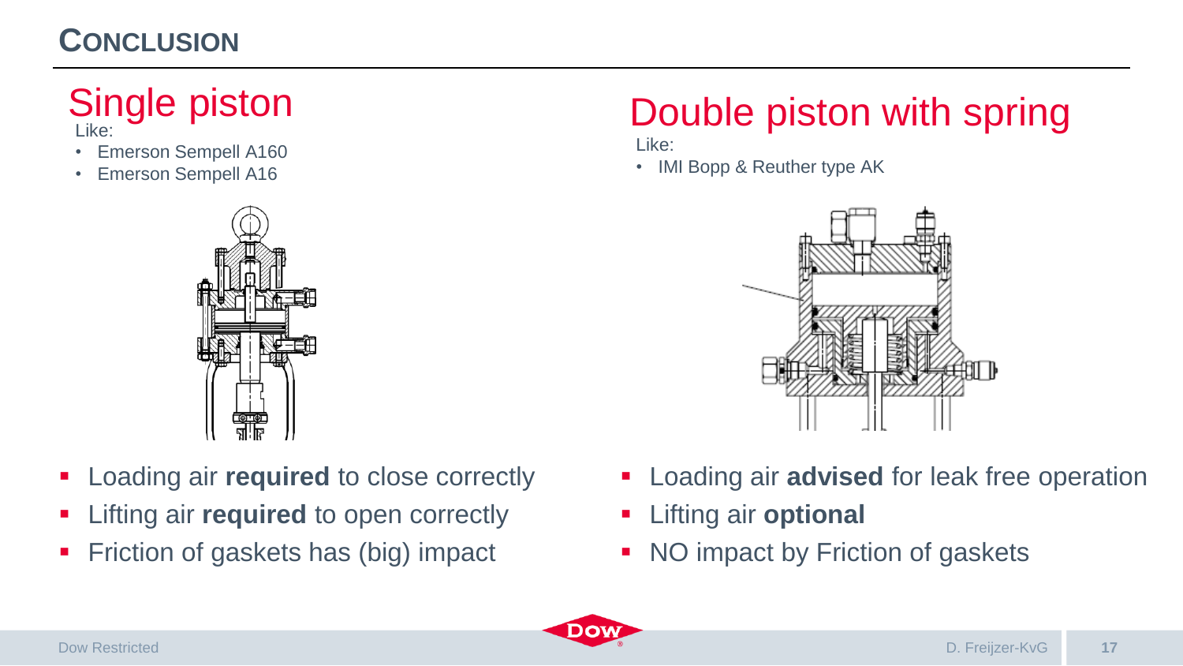# Conclusion

## Single piston

Like:

- Emerson Sempell A160
- Emerson Sempell A16

- Loading air **required** to close correctly
- Lifting air **required** to open correctly
- Friction of gaskets has (big) impact

## Double piston with spring

Like:

- IMI Bopp & Reuther type AK

- Loading air **advised** for leak free operation
- Lifting air **optional**
- NO impact by Friction of gaskets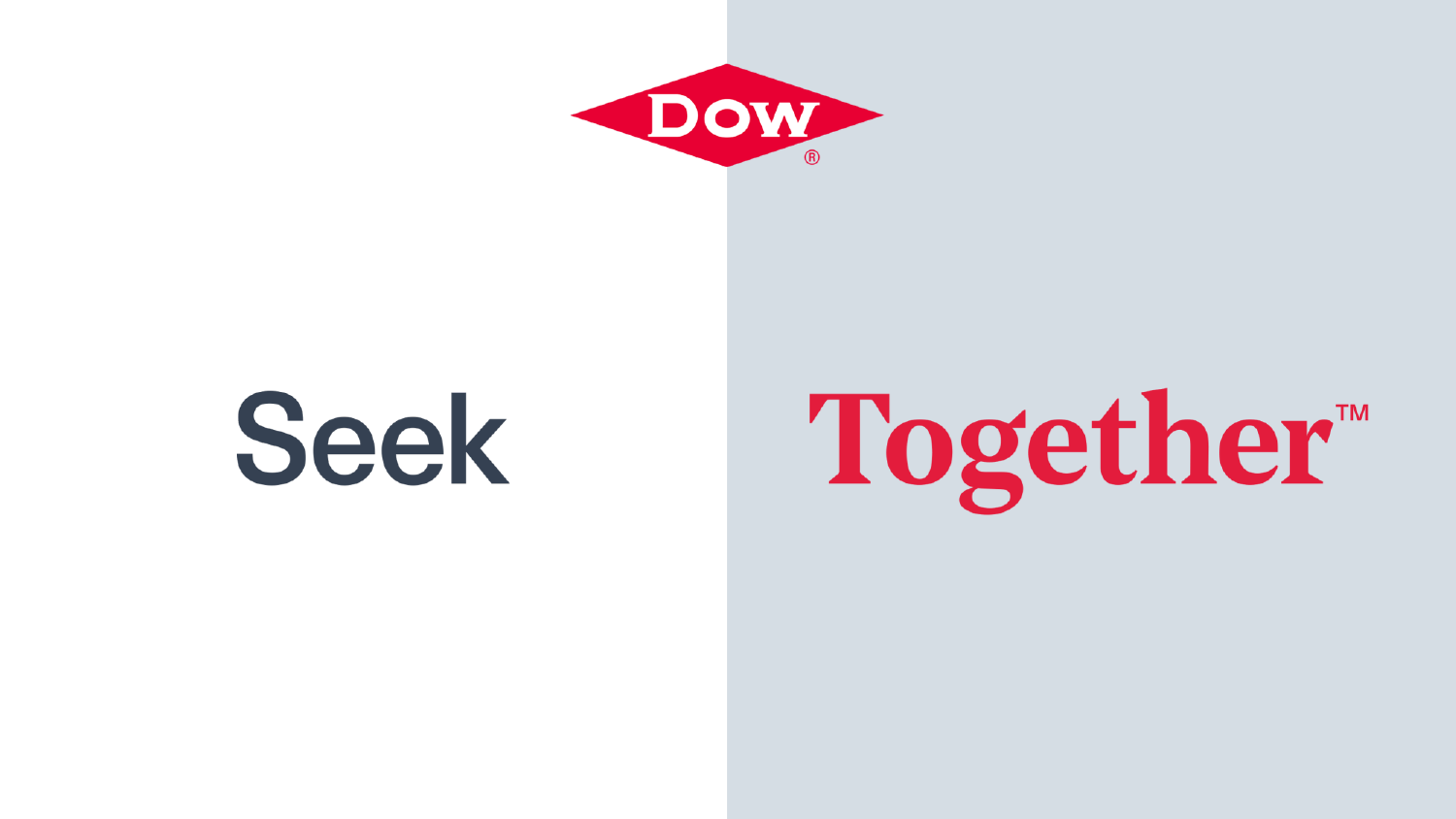DOW®

Seek Together™